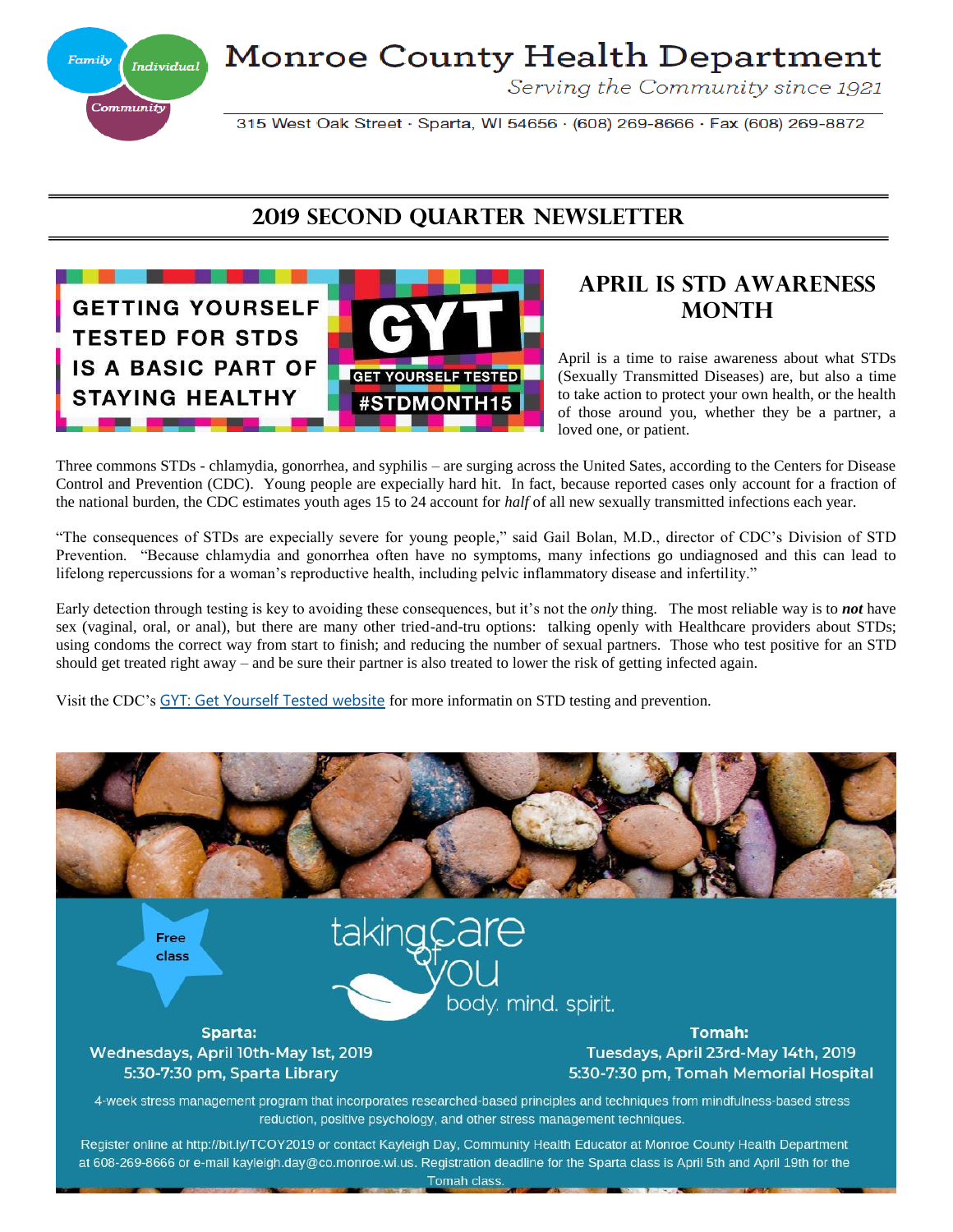# Monroe County Health Department

*Serving the Community since 1921*

315 West Oak Street · Sparta, WI 54656 · (608) 269-8666 · Fax (608) 269-8872

## 2019 SECOND QUARTER NEWSLETTER

GETTING YOURSELF TESTED FOR STDS IS A BASIC PART OF STAYING HEALTHY

GYT GET YOURSELF TESTED #STDMONTH15

## APRIL IS STD AWARENESS MONTH

April is a time to raise awareness about what STDs (Sexually Transmitted Diseases) are, but also a time to take action to protect your own health, or the health of those around you, whether they be a partner, a loved one, or patient.

Three commons STDs - chlamydia, gonorrhea, and syphilis – are surging across the United Sates, according to the Centers for Disease Control and Prevention (CDC). Young people are expecially hard hit. In fact, because reported cases only account for a fraction of the national burden, the CDC estimates youth ages 15 to 24 account for *half* of all new sexually transmitted infections each year.

"The consequences of STDs are expecially severe for young people," said Gail Bolan, M.D., director of CDC's Division of STD Prevention. "Because chlamydia and gonorrhea often have no symptoms, many infections go undiagnosed and this can lead to lifelong repercussions for a woman's reproductive health, including pelvic inflammatory disease and infertility."

Early detection through testing is key to avoiding these consequences, but it's not the *only* thing. The most reliable way is to ***not*** have sex (vaginal, oral, or anal), but there are many other tried-and-tru options: talking openly with Healthcare providers about STDs; using condoms the correct way from start to finish; and reducing the number of sexual partners. Those who test positive for an STD should get treated right away – and be sure their partner is also treated to lower the risk of getting infected again.

Visit the CDC's GYT: Get Yourself Tested website for more informatin on STD testing and prevention.

Free class

taking care of you body. mind. spirit.

**Sparta:**
Wednesdays, April 10th-May 1st, 2019
5:30-7:30 pm, Sparta Library

**Tomah:**
Tuesdays, April 23rd-May 14th, 2019
5:30-7:30 pm, Tomah Memorial Hospital

4-week stress management program that incorporates researched-based principles and techniques from mindfulness-based stress reduction, positive psychology, and other stress management techniques.

Register online at http://bit.ly/TCOY2019 or contact Kayleigh Day, Community Health Educator at Monroe County Health Department at 608-269-8666 or e-mail kayleigh.day@co.monroe.wi.us. Registration deadline for the Sparta class is April 5th and April 19th for the Tomah class.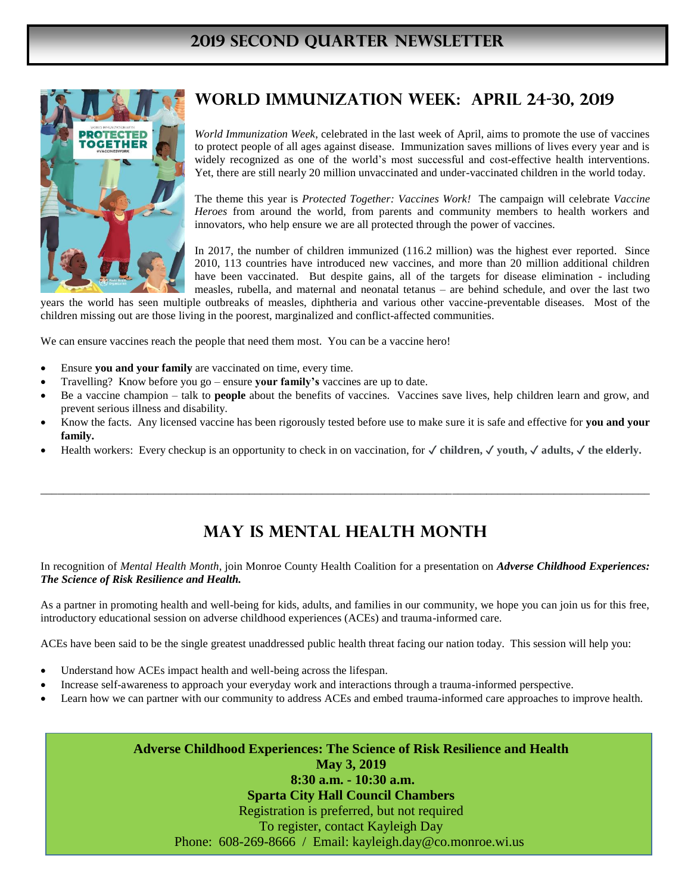# 2019 Second Quarter Newsletter

## World Immunization Week: April 24-30, 2019

*World Immunization Week,* celebrated in the last week of April, aims to promote the use of vaccines to protect people of all ages against disease. Immunization saves millions of lives every year and is widely recognized as one of the world's most successful and cost-effective health interventions. Yet, there are still nearly 20 million unvaccinated and under-vaccinated children in the world today.

The theme this year is *Protected Together: Vaccines Work!* The campaign will celebrate *Vaccine Heroes* from around the world, from parents and community members to health workers and innovators, who help ensure we are all protected through the power of vaccines.

In 2017, the number of children immunized (116.2 million) was the highest ever reported. Since 2010, 113 countries have introduced new vaccines, and more than 20 million additional children have been vaccinated. But despite gains, all of the targets for disease elimination - including measles, rubella, and maternal and neonatal tetanus – are behind schedule, and over the last two years the world has seen multiple outbreaks of measles, diphtheria and various other vaccine-preventable diseases. Most of the children missing out are those living in the poorest, marginalized and conflict-affected communities.

We can ensure vaccines reach the people that need them most. You can be a vaccine hero!

- Ensure **you and your family** are vaccinated on time, every time.
- Travelling? Know before you go – ensure **your family's** vaccines are up to date.
- Be a vaccine champion – talk to **people** about the benefits of vaccines. Vaccines save lives, help children learn and grow, and prevent serious illness and disability.
- Know the facts. Any licensed vaccine has been rigorously tested before use to make sure it is safe and effective for **you and your family.**
- Health workers: Every checkup is an opportunity to check in on vaccination, for ✓ **children,** ✓ **youth,** ✓ **adults,** ✓ **the elderly.**

---

## May is Mental Health Month

In recognition of *Mental Health Month,* join Monroe County Health Coalition for a presentation on ***Adverse Childhood Experiences: The Science of Risk Resilience and Health.***

As a partner in promoting health and well-being for kids, adults, and families in our community, we hope you can join us for this free, introductory educational session on adverse childhood experiences (ACEs) and trauma-informed care.

ACEs have been said to be the single greatest unaddressed public health threat facing our nation today. This session will help you:

- Understand how ACEs impact health and well-being across the lifespan.
- Increase self-awareness to approach your everyday work and interactions through a trauma-informed perspective.
- Learn how we can partner with our community to address ACEs and embed trauma-informed care approaches to improve health.

**Adverse Childhood Experiences: The Science of Risk Resilience and Health**
**May 3, 2019**
**8:30 a.m. - 10:30 a.m.**
**Sparta City Hall Council Chambers**
Registration is preferred, but not required
To register, contact Kayleigh Day
Phone: 608-269-8666 / Email: kayleigh.day@co.monroe.wi.us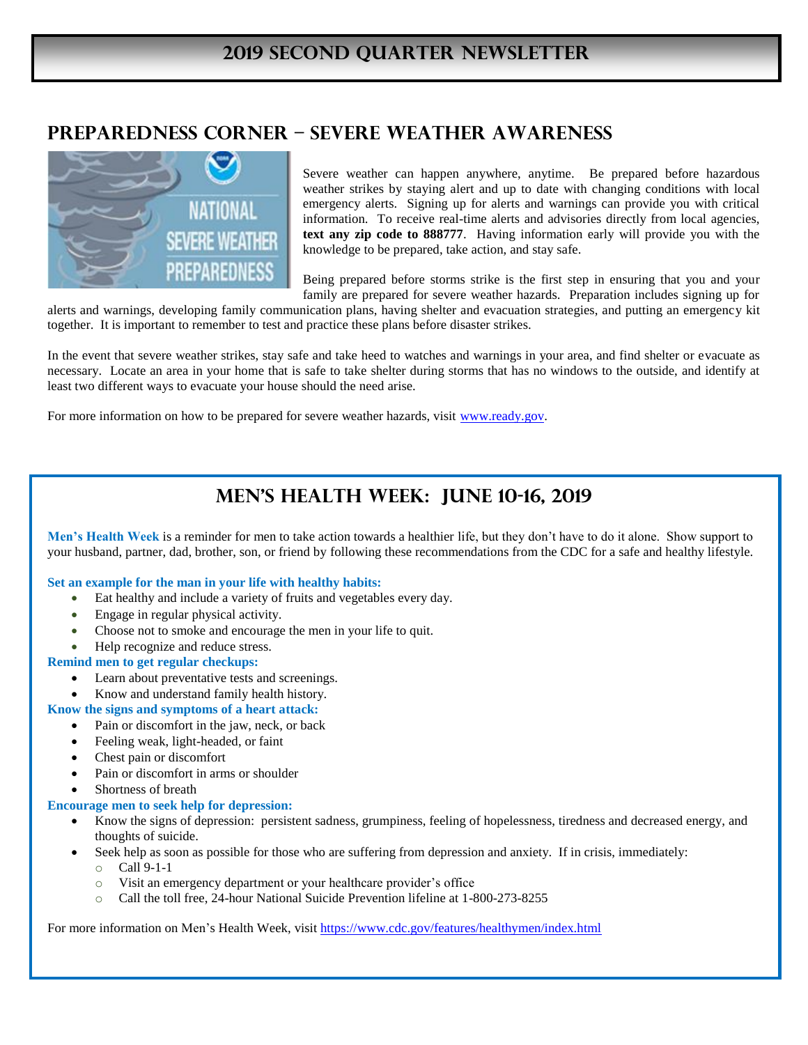# 2019 Second Quarter Newsletter

## Preparedness Corner – Severe Weather Awareness

Severe weather can happen anywhere, anytime. Be prepared before hazardous weather strikes by staying alert and up to date with changing conditions with local emergency alerts. Signing up for alerts and warnings can provide you with critical information. To receive real-time alerts and advisories directly from local agencies, **text any zip code to 888777**. Having information early will provide you with the knowledge to be prepared, take action, and stay safe.

Being prepared before storms strike is the first step in ensuring that you and your family are prepared for severe weather hazards. Preparation includes signing up for alerts and warnings, developing family communication plans, having shelter and evacuation strategies, and putting an emergency kit together. It is important to remember to test and practice these plans before disaster strikes.

In the event that severe weather strikes, stay safe and take heed to watches and warnings in your area, and find shelter or evacuate as necessary. Locate an area in your home that is safe to take shelter during storms that has no windows to the outside, and identify at least two different ways to evacuate your house should the need arise.

For more information on how to be prepared for severe weather hazards, visit www.ready.gov.

## Men's Health Week: June 10-16, 2019

**Men's Health Week** is a reminder for men to take action towards a healthier life, but they don't have to do it alone. Show support to your husband, partner, dad, brother, son, or friend by following these recommendations from the CDC for a safe and healthy lifestyle.

**Set an example for the man in your life with healthy habits:**

- Eat healthy and include a variety of fruits and vegetables every day.
- Engage in regular physical activity.
- Choose not to smoke and encourage the men in your life to quit.
- Help recognize and reduce stress.

**Remind men to get regular checkups:**

- Learn about preventative tests and screenings.
- Know and understand family health history.

**Know the signs and symptoms of a heart attack:**

- Pain or discomfort in the jaw, neck, or back
- Feeling weak, light-headed, or faint
- Chest pain or discomfort
- Pain or discomfort in arms or shoulder
- Shortness of breath

**Encourage men to seek help for depression:**

- Know the signs of depression: persistent sadness, grumpiness, feeling of hopelessness, tiredness and decreased energy, and thoughts of suicide.
- Seek help as soon as possible for those who are suffering from depression and anxiety. If in crisis, immediately:
  - Call 9-1-1
  - Visit an emergency department or your healthcare provider's office
  - Call the toll free, 24-hour National Suicide Prevention lifeline at 1-800-273-8255

For more information on Men's Health Week, visit https://www.cdc.gov/features/healthymen/index.html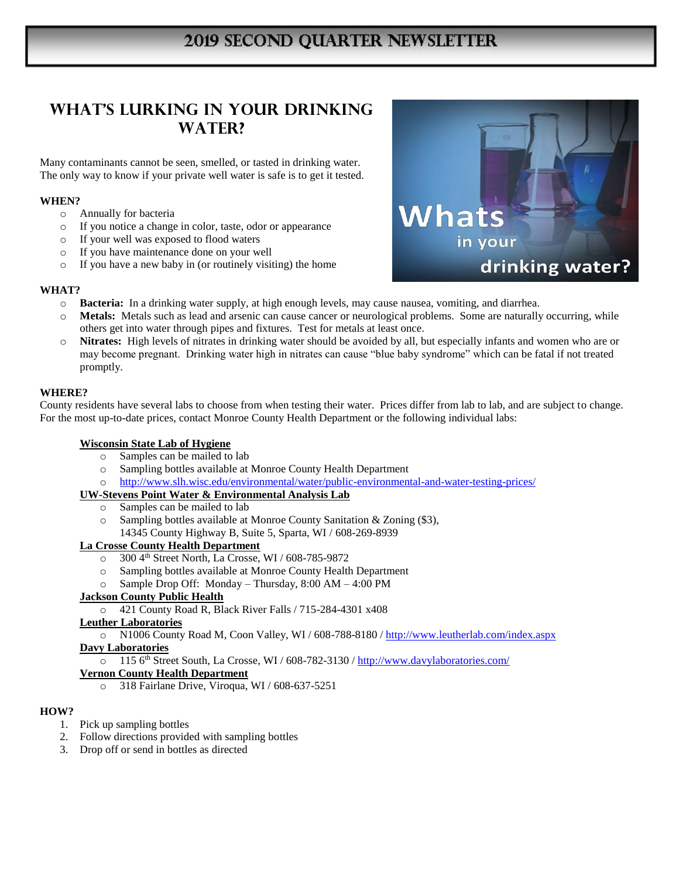# 2019 Second Quarter Newsletter

## What's Lurking in Your Drinking Water?

Many contaminants cannot be seen, smelled, or tasted in drinking water. The only way to know if your private well water is safe is to get it tested.

**WHEN?**

- Annually for bacteria
- If you notice a change in color, taste, odor or appearance
- If your well was exposed to flood waters
- If you have maintenance done on your well
- If you have a new baby in (or routinely visiting) the home

**WHAT?**

- **Bacteria:** In a drinking water supply, at high enough levels, may cause nausea, vomiting, and diarrhea.
- **Metals:** Metals such as lead and arsenic can cause cancer or neurological problems. Some are naturally occurring, while others get into water through pipes and fixtures. Test for metals at least once.
- **Nitrates:** High levels of nitrates in drinking water should be avoided by all, but especially infants and women who are or may become pregnant. Drinking water high in nitrates can cause "blue baby syndrome" which can be fatal if not treated promptly.

**WHERE?**

County residents have several labs to choose from when testing their water. Prices differ from lab to lab, and are subject to change. For the most up-to-date prices, contact Monroe County Health Department or the following individual labs:

**Wisconsin State Lab of Hygiene**
- Samples can be mailed to lab
- Sampling bottles available at Monroe County Health Department
- http://www.slh.wisc.edu/environmental/water/public-environmental-and-water-testing-prices/

**UW-Stevens Point Water & Environmental Analysis Lab**
- Samples can be mailed to lab
- Sampling bottles available at Monroe County Sanitation & Zoning ($3), 14345 County Highway B, Suite 5, Sparta, WI / 608-269-8939

**La Crosse County Health Department**
- 300 4th Street North, La Crosse, WI / 608-785-9872
- Sampling bottles available at Monroe County Health Department
- Sample Drop Off: Monday – Thursday, 8:00 AM – 4:00 PM

**Jackson County Public Health**
- 421 County Road R, Black River Falls / 715-284-4301 x408

**Leuther Laboratories**
- N1006 County Road M, Coon Valley, WI / 608-788-8180 / http://www.leutherlab.com/index.aspx

**Davy Laboratories**
- 115 6th Street South, La Crosse, WI / 608-782-3130 / http://www.davylaboratories.com/

**Vernon County Health Department**
- 318 Fairlane Drive, Viroqua, WI / 608-637-5251

**HOW?**

1. Pick up sampling bottles
2. Follow directions provided with sampling bottles
3. Drop off or send in bottles as directed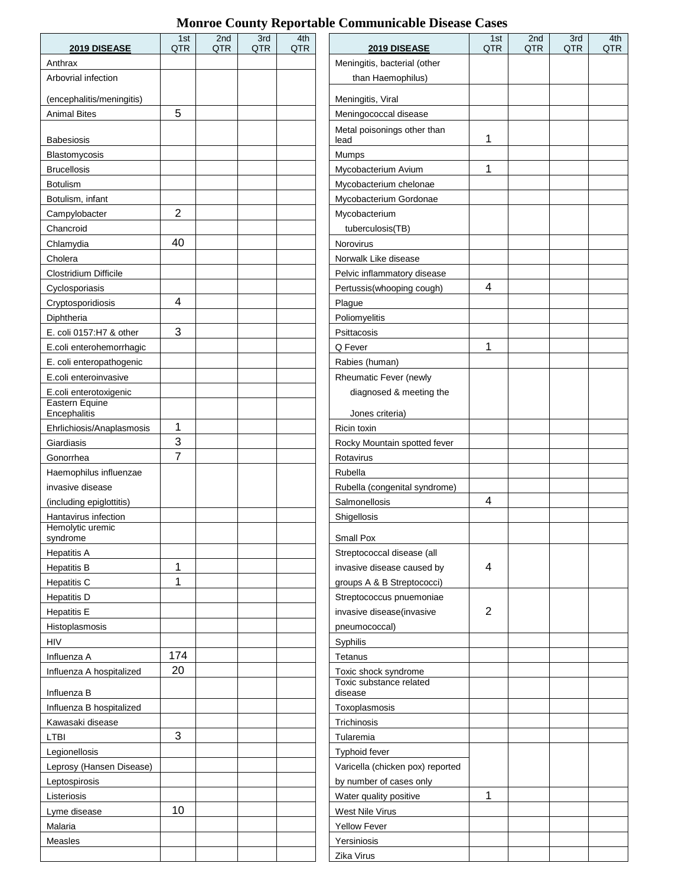# Monroe County Reportable Communicable Disease Cases

| 2019 DISEASE | 1st QTR | 2nd QTR | 3rd QTR | 4th QTR |
|---|---|---|---|---|
| Anthrax | | | | |
| Arbovrial infection (encephalitis/meningitis) | | | | |
| Animal Bites | 5 | | | |
| Babesiosis | | | | |
| Blastomycosis | | | | |
| Brucellosis | | | | |
| Botulism | | | | |
| Botulism, infant | | | | |
| Campylobacter | 2 | | | |
| Chancroid | | | | |
| Chlamydia | 40 | | | |
| Cholera | | | | |
| Clostridium Difficile | | | | |
| Cyclosporiasis | | | | |
| Cryptosporidiosis | 4 | | | |
| Diphtheria | | | | |
| E. coli 0157:H7 & other | 3 | | | |
| E.coli enterohemorrhagic | | | | |
| E. coli enteropathogenic | | | | |
| E.coli enteroinvasive | | | | |
| E.coli enterotoxigenic | | | | |
| Eastern Equine Encephalitis | | | | |
| Ehrlichiosis/Anaplasmosis | 1 | | | |
| Giardiasis | 3 | | | |
| Gonorrhea | 7 | | | |
| Haemophilus influenzae invasive disease (including epiglottitis) | | | | |
| Hantavirus infection | | | | |
| Hemolytic uremic syndrome | | | | |
| Hepatitis A | | | | |
| Hepatitis B | 1 | | | |
| Hepatitis C | 1 | | | |
| Hepatitis D | | | | |
| Hepatitis E | | | | |
| Histoplasmosis | | | | |
| HIV | | | | |
| Influenza A | 174 | | | |
| Influenza A hospitalized | 20 | | | |
| Influenza B | | | | |
| Influenza B hospitalized | | | | |
| Kawasaki disease | | | | |
| LTBI | 3 | | | |
| Legionellosis | | | | |
| Leprosy (Hansen Disease) | | | | |
| Leptospirosis | | | | |
| Listeriosis | | | | |
| Lyme disease | 10 | | | |
| Malaria | | | | |
| Measles | | | | |

| 2019 DISEASE | 1st QTR | 2nd QTR | 3rd QTR | 4th QTR |
|---|---|---|---|---|
| Meningitis, bacterial (other than Haemophilus) | | | | |
| Meningitis, Viral | | | | |
| Meningococcal disease | | | | |
| Metal poisonings other than lead | 1 | | | |
| Mumps | | | | |
| Mycobacterium Avium | 1 | | | |
| Mycobacterium chelonae | | | | |
| Mycobacterium Gordonae | | | | |
| Mycobacterium tuberculosis(TB) | | | | |
| Norovirus | | | | |
| Norwalk Like disease | | | | |
| Pelvic inflammatory disease | | | | |
| Pertussis(whooping cough) | 4 | | | |
| Plague | | | | |
| Poliomyelitis | | | | |
| Psittacosis | | | | |
| Q Fever | 1 | | | |
| Rabies (human) | | | | |
| Rheumatic Fever (newly diagnosed & meeting the Jones criteria) | | | | |
| Ricin toxin | | | | |
| Rocky Mountain spotted fever | | | | |
| Rotavirus | | | | |
| Rubella | | | | |
| Rubella (congenital syndrome) | | | | |
| Salmonellosis | 4 | | | |
| Shigellosis | | | | |
| Small Pox | | | | |
| Streptococcal disease (all invasive disease caused by groups A & B Streptococci) | 4 | | | |
| Streptococcus pnuemoniae invasive disease(invasive pneumococcal) | 2 | | | |
| Syphilis | | | | |
| Tetanus | | | | |
| Toxic shock syndrome | | | | |
| Toxic substance related disease | | | | |
| Toxoplasmosis | | | | |
| Trichinosis | | | | |
| Tularemia | | | | |
| Typhoid fever | | | | |
| Varicella (chicken pox) reported by number of cases only | | | | |
| Water quality positive | 1 | | | |
| West Nile Virus | | | | |
| Yellow Fever | | | | |
| Yersiniosis | | | | |
| Zika Virus | | | | |